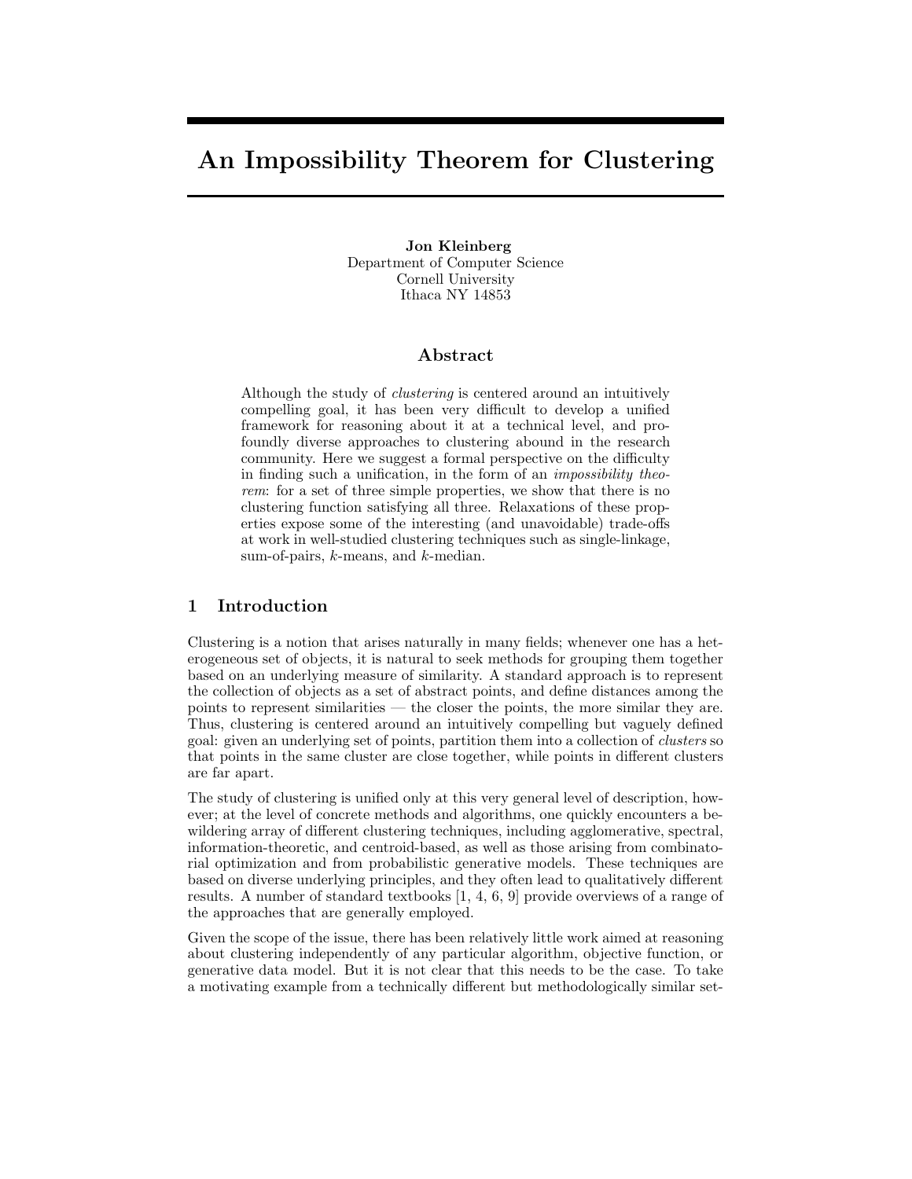# An Impossibility Theorem for Clustering

**Jon Kleinberg**
Department of Computer Science
Cornell University
Ithaca NY 14853

## Abstract

Although the study of *clustering* is centered around an intuitively compelling goal, it has been very difficult to develop a unified framework for reasoning about it at a technical level, and profoundly diverse approaches to clustering abound in the research community. Here we suggest a formal perspective on the difficulty in finding such a unification, in the form of an *impossibility theorem*: for a set of three simple properties, we show that there is no clustering function satisfying all three. Relaxations of these properties expose some of the interesting (and unavoidable) trade-offs at work in well-studied clustering techniques such as single-linkage, sum-of-pairs, $k$-means, and $k$-median.

## 1 Introduction

Clustering is a notion that arises naturally in many fields; whenever one has a heterogeneous set of objects, it is natural to seek methods for grouping them together based on an underlying measure of similarity. A standard approach is to represent the collection of objects as a set of abstract points, and define distances among the points to represent similarities — the closer the points, the more similar they are. Thus, clustering is centered around an intuitively compelling but vaguely defined goal: given an underlying set of points, partition them into a collection of *clusters* so that points in the same cluster are close together, while points in different clusters are far apart.

The study of clustering is unified only at this very general level of description, however; at the level of concrete methods and algorithms, one quickly encounters a bewildering array of different clustering techniques, including agglomerative, spectral, information-theoretic, and centroid-based, as well as those arising from combinatorial optimization and from probabilistic generative models. These techniques are based on diverse underlying principles, and they often lead to qualitatively different results. A number of standard textbooks [1, 4, 6, 9] provide overviews of a range of the approaches that are generally employed.

Given the scope of the issue, there has been relatively little work aimed at reasoning about clustering independently of any particular algorithm, objective function, or generative data model. But it is not clear that this needs to be the case. To take a motivating example from a technically different but methodologically similar set-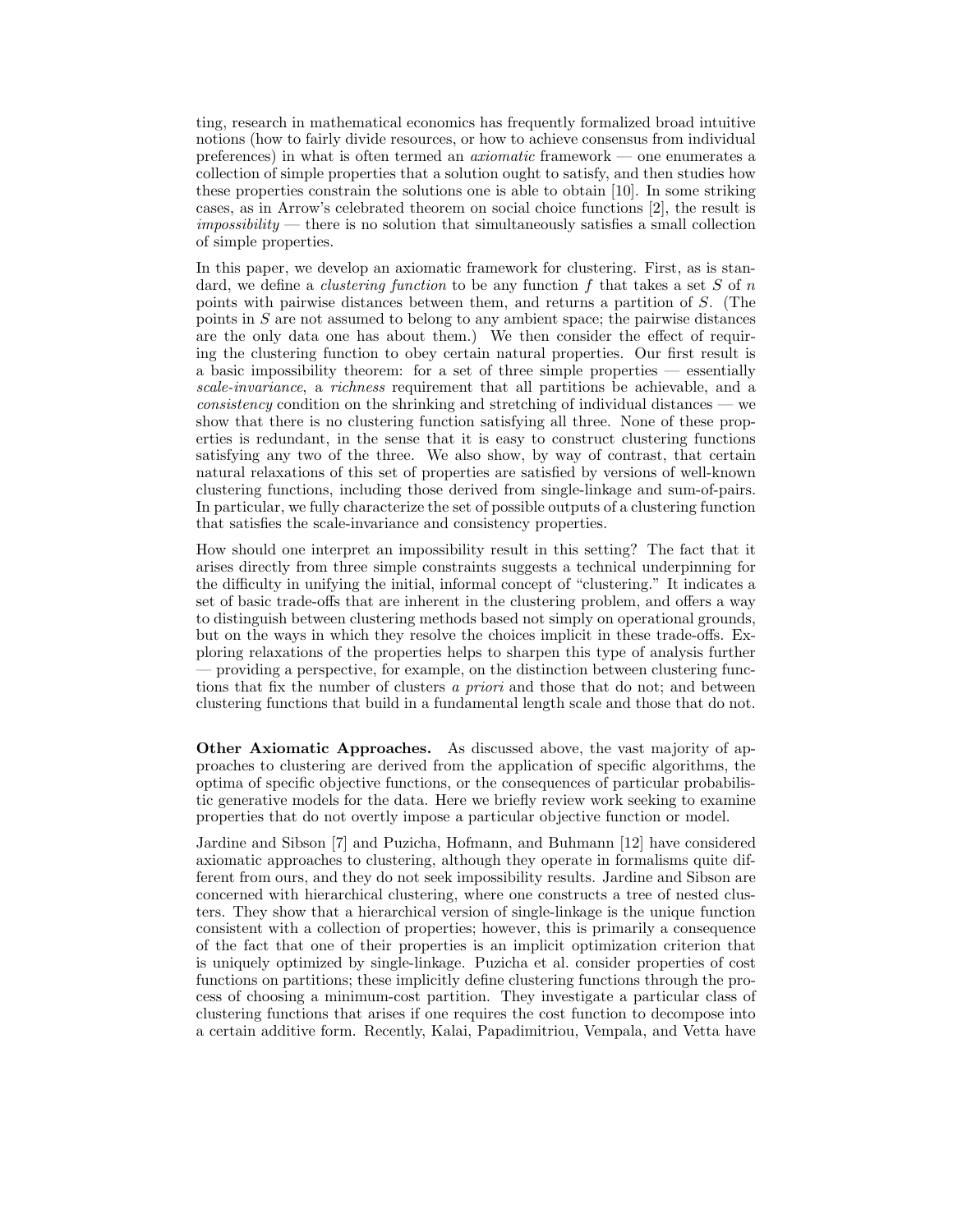ting, research in mathematical economics has frequently formalized broad intuitive notions (how to fairly divide resources, or how to achieve consensus from individual preferences) in what is often termed an *axiomatic* framework — one enumerates a collection of simple properties that a solution ought to satisfy, and then studies how these properties constrain the solutions one is able to obtain [10]. In some striking cases, as in Arrow's celebrated theorem on social choice functions [2], the result is *impossibility* — there is no solution that simultaneously satisfies a small collection of simple properties.

In this paper, we develop an axiomatic framework for clustering. First, as is standard, we define a *clustering function* to be any function $f$ that takes a set $S$ of $n$ points with pairwise distances between them, and returns a partition of $S$. (The points in $S$ are not assumed to belong to any ambient space; the pairwise distances are the only data one has about them.) We then consider the effect of requiring the clustering function to obey certain natural properties. Our first result is a basic impossibility theorem: for a set of three simple properties — essentially *scale-invariance*, a *richness* requirement that all partitions be achievable, and a *consistency* condition on the shrinking and stretching of individual distances — we show that there is no clustering function satisfying all three. None of these properties is redundant, in the sense that it is easy to construct clustering functions satisfying any two of the three. We also show, by way of contrast, that certain natural relaxations of this set of properties are satisfied by versions of well-known clustering functions, including those derived from single-linkage and sum-of-pairs. In particular, we fully characterize the set of possible outputs of a clustering function that satisfies the scale-invariance and consistency properties.

How should one interpret an impossibility result in this setting? The fact that it arises directly from three simple constraints suggests a technical underpinning for the difficulty in unifying the initial, informal concept of "clustering." It indicates a set of basic trade-offs that are inherent in the clustering problem, and offers a way to distinguish between clustering methods based not simply on operational grounds, but on the ways in which they resolve the choices implicit in these trade-offs. Exploring relaxations of the properties helps to sharpen this type of analysis further — providing a perspective, for example, on the distinction between clustering functions that fix the number of clusters *a priori* and those that do not; and between clustering functions that build in a fundamental length scale and those that do not.

**Other Axiomatic Approaches.** As discussed above, the vast majority of approaches to clustering are derived from the application of specific algorithms, the optima of specific objective functions, or the consequences of particular probabilistic generative models for the data. Here we briefly review work seeking to examine properties that do not overtly impose a particular objective function or model.

Jardine and Sibson [7] and Puzicha, Hofmann, and Buhmann [12] have considered axiomatic approaches to clustering, although they operate in formalisms quite different from ours, and they do not seek impossibility results. Jardine and Sibson are concerned with hierarchical clustering, where one constructs a tree of nested clusters. They show that a hierarchical version of single-linkage is the unique function consistent with a collection of properties; however, this is primarily a consequence of the fact that one of their properties is an implicit optimization criterion that is uniquely optimized by single-linkage. Puzicha et al. consider properties of cost functions on partitions; these implicitly define clustering functions through the process of choosing a minimum-cost partition. They investigate a particular class of clustering functions that arises if one requires the cost function to decompose into a certain additive form. Recently, Kalai, Papadimitriou, Vempala, and Vetta have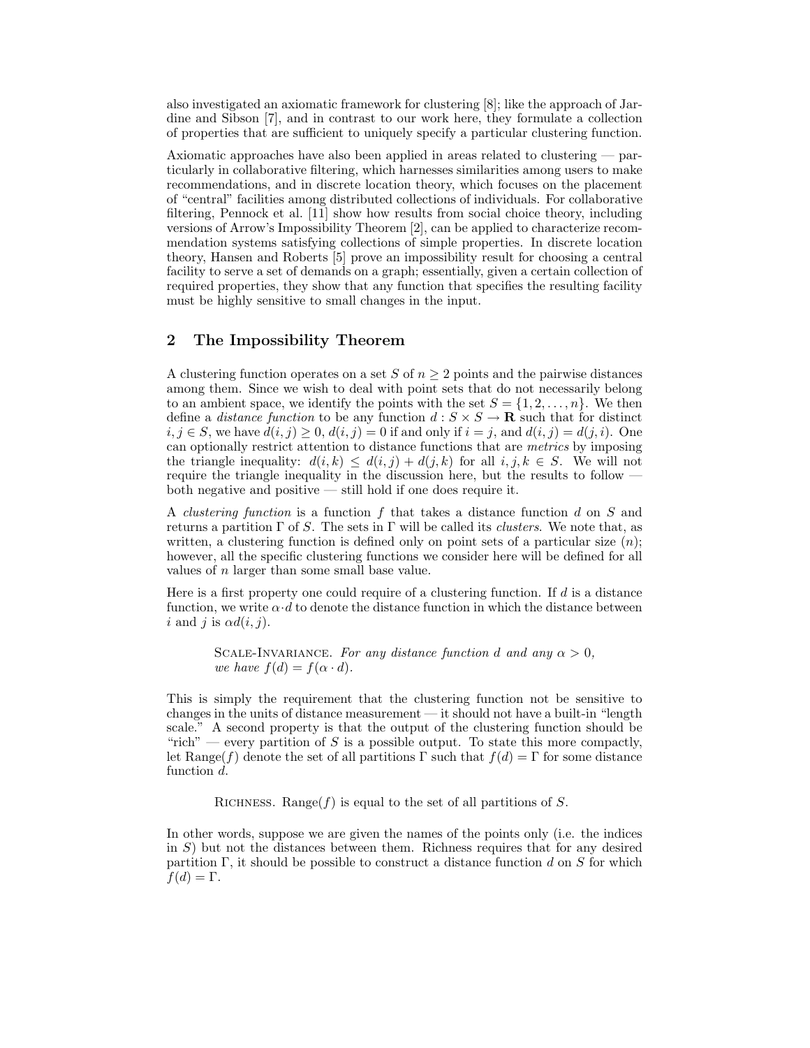also investigated an axiomatic framework for clustering [8]; like the approach of Jardine and Sibson [7], and in contrast to our work here, they formulate a collection of properties that are sufficient to uniquely specify a particular clustering function.

Axiomatic approaches have also been applied in areas related to clustering — particularly in collaborative filtering, which harnesses similarities among users to make recommendations, and in discrete location theory, which focuses on the placement of "central" facilities among distributed collections of individuals. For collaborative filtering, Pennock et al. [11] show how results from social choice theory, including versions of Arrow's Impossibility Theorem [2], can be applied to characterize recommendation systems satisfying collections of simple properties. In discrete location theory, Hansen and Roberts [5] prove an impossibility result for choosing a central facility to serve a set of demands on a graph; essentially, given a certain collection of required properties, they show that any function that specifies the resulting facility must be highly sensitive to small changes in the input.

## 2 The Impossibility Theorem

A clustering function operates on a set $S$ of $n \geq 2$ points and the pairwise distances among them. Since we wish to deal with point sets that do not necessarily belong to an ambient space, we identify the points with the set $S = \{1, 2, \ldots, n\}$. We then define a *distance function* to be any function $d : S \times S \to \mathbf{R}$ such that for distinct $i, j \in S$, we have $d(i, j) \geq 0$, $d(i, j) = 0$ if and only if $i = j$, and $d(i, j) = d(j, i)$. One can optionally restrict attention to distance functions that are *metrics* by imposing the triangle inequality: $d(i, k) \leq d(i, j) + d(j, k)$ for all $i, j, k \in S$. We will not require the triangle inequality in the discussion here, but the results to follow — both negative and positive — still hold if one does require it.

A *clustering function* is a function $f$ that takes a distance function $d$ on $S$ and returns a partition $\Gamma$ of $S$. The sets in $\Gamma$ will be called its *clusters*. We note that, as written, a clustering function is defined only on point sets of a particular size ($n$); however, all the specific clustering functions we consider here will be defined for all values of $n$ larger than some small base value.

Here is a first property one could require of a clustering function. If $d$ is a distance function, we write $\alpha \cdot d$ to denote the distance function in which the distance between $i$ and $j$ is $\alpha d(i, j)$.

> Scale-Invariance. *For any distance function $d$ and any $\alpha > 0$, we have $f(d) = f(\alpha \cdot d)$.*

This is simply the requirement that the clustering function not be sensitive to changes in the units of distance measurement — it should not have a built-in "length scale." A second property is that the output of the clustering function should be "rich" — every partition of $S$ is a possible output. To state this more compactly, let $\text{Range}(f)$ denote the set of all partitions $\Gamma$ such that $f(d) = \Gamma$ for some distance function $d$.

> Richness. $\text{Range}(f)$ is equal to the set of all partitions of $S$.

In other words, suppose we are given the names of the points only (i.e. the indices in $S$) but not the distances between them. Richness requires that for any desired partition $\Gamma$, it should be possible to construct a distance function $d$ on $S$ for which $f(d) = \Gamma$.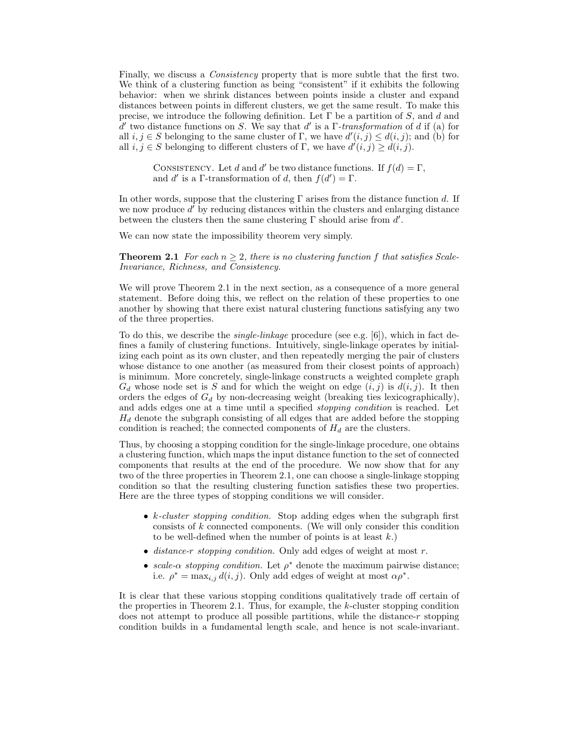Finally, we discuss a *Consistency* property that is more subtle that the first two. We think of a clustering function as being "consistent" if it exhibits the following behavior: when we shrink distances between points inside a cluster and expand distances between points in different clusters, we get the same result. To make this precise, we introduce the following definition. Let $\Gamma$ be a partition of $S$, and $d$ and $d'$ two distance functions on $S$. We say that $d'$ is a $\Gamma$-*transformation* of $d$ if (a) for all $i, j \in S$ belonging to the same cluster of $\Gamma$, we have $d'(i,j) \leq d(i,j)$; and (b) for all $i, j \in S$ belonging to different clusters of $\Gamma$, we have $d'(i,j) \geq d(i,j)$.

> Consistency. Let $d$ and $d'$ be two distance functions. If $f(d) = \Gamma$, and $d'$ is a $\Gamma$-transformation of $d$, then $f(d') = \Gamma$.

In other words, suppose that the clustering $\Gamma$ arises from the distance function $d$. If we now produce $d'$ by reducing distances within the clusters and enlarging distance between the clusters then the same clustering $\Gamma$ should arise from $d'$.

We can now state the impossibility theorem very simply.

**Theorem 2.1** *For each $n \geq 2$, there is no clustering function $f$ that satisfies Scale-Invariance, Richness, and Consistency.*

We will prove Theorem 2.1 in the next section, as a consequence of a more general statement. Before doing this, we reflect on the relation of these properties to one another by showing that there exist natural clustering functions satisfying any two of the three properties.

To do this, we describe the *single-linkage* procedure (see e.g. [6]), which in fact defines a family of clustering functions. Intuitively, single-linkage operates by initializing each point as its own cluster, and then repeatedly merging the pair of clusters whose distance to one another (as measured from their closest points of approach) is minimum. More concretely, single-linkage constructs a weighted complete graph $G_d$ whose node set is $S$ and for which the weight on edge $(i,j)$ is $d(i,j)$. It then orders the edges of $G_d$ by non-decreasing weight (breaking ties lexicographically), and adds edges one at a time until a specified *stopping condition* is reached. Let $H_d$ denote the subgraph consisting of all edges that are added before the stopping condition is reached; the connected components of $H_d$ are the clusters.

Thus, by choosing a stopping condition for the single-linkage procedure, one obtains a clustering function, which maps the input distance function to the set of connected components that results at the end of the procedure. We now show that for any two of the three properties in Theorem 2.1, one can choose a single-linkage stopping condition so that the resulting clustering function satisfies these two properties. Here are the three types of stopping conditions we will consider.

- *$k$-cluster stopping condition.* Stop adding edges when the subgraph first consists of $k$ connected components. (We will only consider this condition to be well-defined when the number of points is at least $k$.)
- *distance-$r$ stopping condition.* Only add edges of weight at most $r$.
- *scale-$\alpha$ stopping condition.* Let $\rho^*$ denote the maximum pairwise distance; i.e. $\rho^* = \max_{i,j} d(i,j)$. Only add edges of weight at most $\alpha\rho^*$.

It is clear that these various stopping conditions qualitatively trade off certain of the properties in Theorem 2.1. Thus, for example, the $k$-cluster stopping condition does not attempt to produce all possible partitions, while the distance-$r$ stopping condition builds in a fundamental length scale, and hence is not scale-invariant.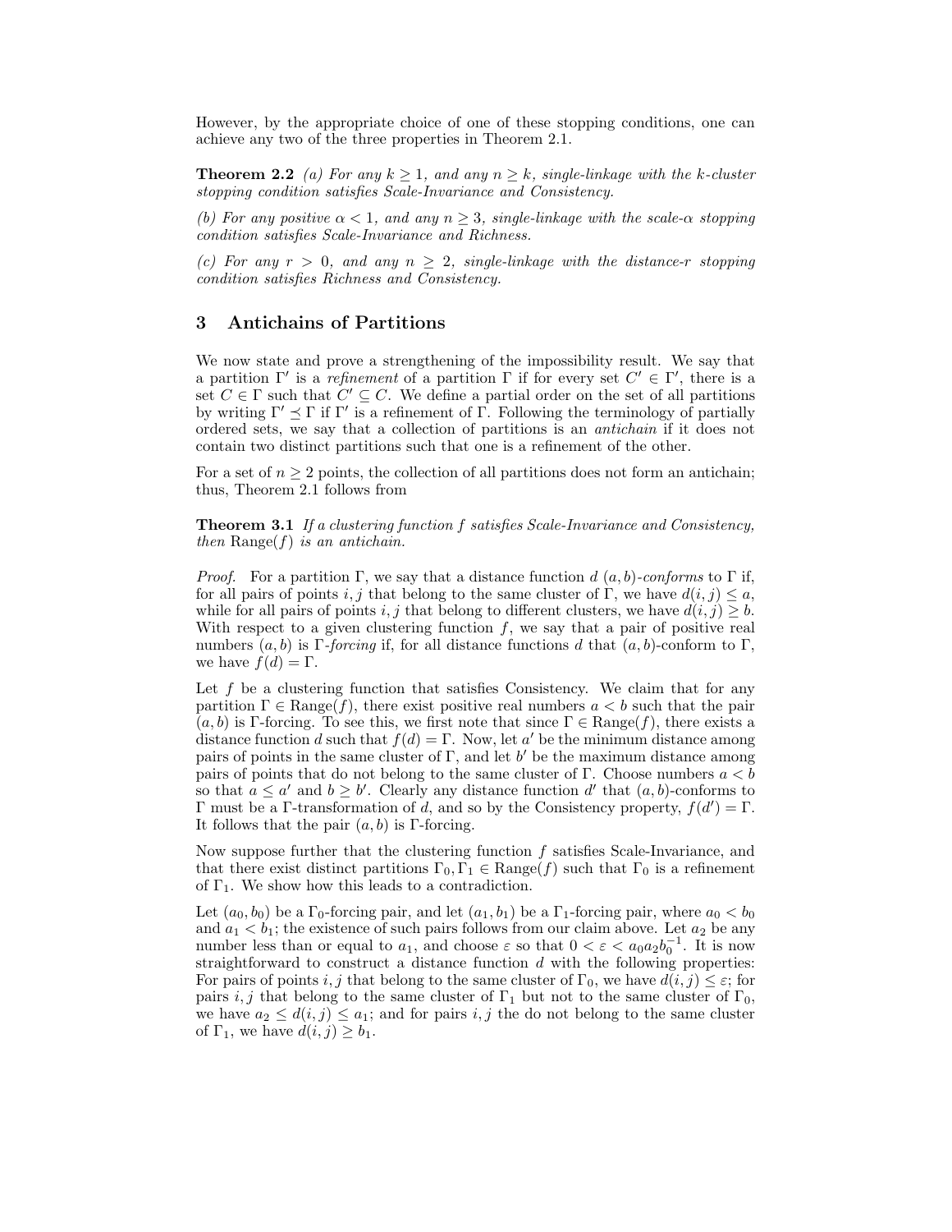However, by the appropriate choice of one of these stopping conditions, one can achieve any two of the three properties in Theorem 2.1.

**Theorem 2.2** *(a) For any $k \geq 1$, and any $n \geq k$, single-linkage with the $k$-cluster stopping condition satisfies Scale-Invariance and Consistency.*

*(b) For any positive $\alpha < 1$, and any $n \geq 3$, single-linkage with the scale-$\alpha$ stopping condition satisfies Scale-Invariance and Richness.*

*(c) For any $r > 0$, and any $n \geq 2$, single-linkage with the distance-$r$ stopping condition satisfies Richness and Consistency.*

## 3 Antichains of Partitions

We now state and prove a strengthening of the impossibility result. We say that a partition $\Gamma'$ is a *refinement* of a partition $\Gamma$ if for every set $C' \in \Gamma'$, there is a set $C \in \Gamma$ such that $C' \subseteq C$. We define a partial order on the set of all partitions by writing $\Gamma' \preceq \Gamma$ if $\Gamma'$ is a refinement of $\Gamma$. Following the terminology of partially ordered sets, we say that a collection of partitions is an *antichain* if it does not contain two distinct partitions such that one is a refinement of the other.

For a set of $n \geq 2$ points, the collection of all partitions does not form an antichain; thus, Theorem 2.1 follows from

**Theorem 3.1** *If a clustering function $f$ satisfies Scale-Invariance and Consistency, then $\text{Range}(f)$ is an antichain.*

*Proof.* For a partition $\Gamma$, we say that a distance function $d$ $(a, b)$-*conforms* to $\Gamma$ if, for all pairs of points $i, j$ that belong to the same cluster of $\Gamma$, we have $d(i, j) \leq a$, while for all pairs of points $i, j$ that belong to different clusters, we have $d(i, j) \geq b$. With respect to a given clustering function $f$, we say that a pair of positive real numbers $(a, b)$ is $\Gamma$-*forcing* if, for all distance functions $d$ that $(a, b)$-conform to $\Gamma$, we have $f(d) = \Gamma$.

Let $f$ be a clustering function that satisfies Consistency. We claim that for any partition $\Gamma \in \text{Range}(f)$, there exist positive real numbers $a < b$ such that the pair $(a, b)$ is $\Gamma$-forcing. To see this, we first note that since $\Gamma \in \text{Range}(f)$, there exists a distance function $d$ such that $f(d) = \Gamma$. Now, let $a'$ be the minimum distance among pairs of points in the same cluster of $\Gamma$, and let $b'$ be the maximum distance among pairs of points that do not belong to the same cluster of $\Gamma$. Choose numbers $a < b$ so that $a \leq a'$ and $b \geq b'$. Clearly any distance function $d'$ that $(a, b)$-conforms to $\Gamma$ must be a $\Gamma$-transformation of $d$, and so by the Consistency property, $f(d') = \Gamma$. It follows that the pair $(a, b)$ is $\Gamma$-forcing.

Now suppose further that the clustering function $f$ satisfies Scale-Invariance, and that there exist distinct partitions $\Gamma_0, \Gamma_1 \in \text{Range}(f)$ such that $\Gamma_0$ is a refinement of $\Gamma_1$. We show how this leads to a contradiction.

Let $(a_0, b_0)$ be a $\Gamma_0$-forcing pair, and let $(a_1, b_1)$ be a $\Gamma_1$-forcing pair, where $a_0 < b_0$ and $a_1 < b_1$; the existence of such pairs follows from our claim above. Let $a_2$ be any number less than or equal to $a_1$, and choose $\varepsilon$ so that $0 < \varepsilon < a_0 a_2 b_0^{-1}$. It is now straightforward to construct a distance function $d$ with the following properties: For pairs of points $i, j$ that belong to the same cluster of $\Gamma_0$, we have $d(i, j) \leq \varepsilon$; for pairs $i, j$ that belong to the same cluster of $\Gamma_1$ but not to the same cluster of $\Gamma_0$, we have $a_2 \leq d(i, j) \leq a_1$; and for pairs $i, j$ the do not belong to the same cluster of $\Gamma_1$, we have $d(i, j) \geq b_1$.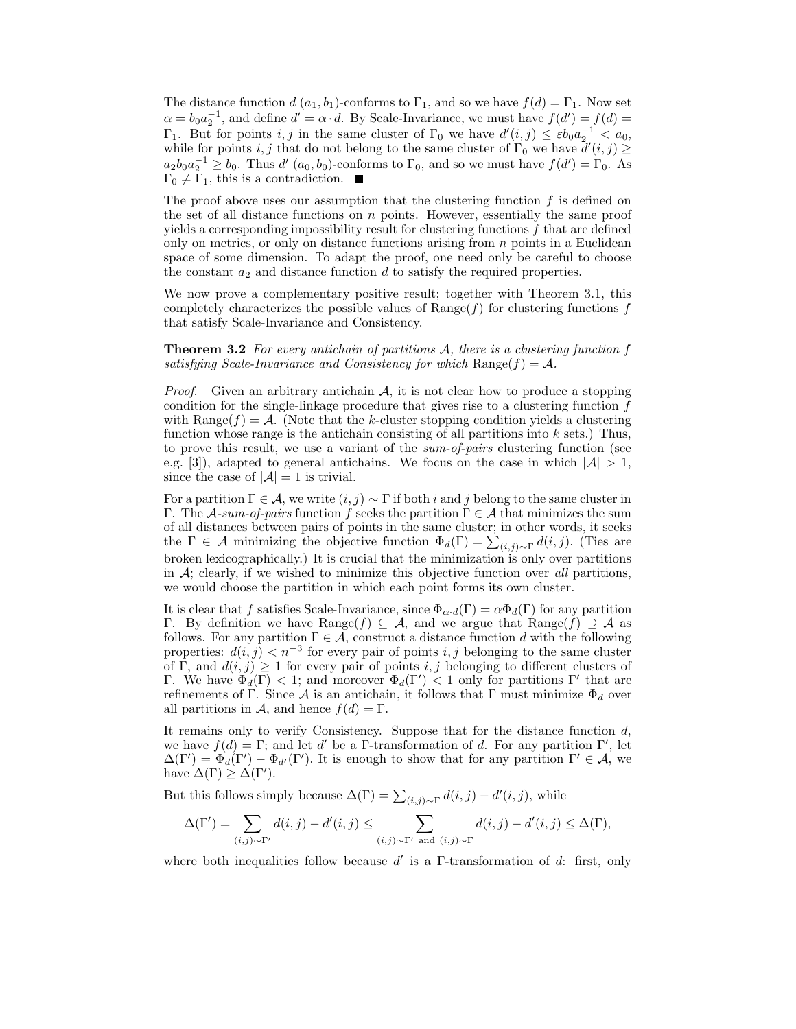The distance function $d$ $(a_1, b_1)$-conforms to $\Gamma_1$, and so we have $f(d) = \Gamma_1$. Now set $\alpha = b_0 a_2^{-1}$, and define $d' = \alpha \cdot d$. By Scale-Invariance, we must have $f(d') = f(d) = \Gamma_1$. But for points $i, j$ in the same cluster of $\Gamma_0$ we have $d'(i,j) \leq \varepsilon b_0 a_2^{-1} < a_0$, while for points $i, j$ that do not belong to the same cluster of $\Gamma_0$ we have $d'(i,j) \geq a_2 b_0 a_2^{-1} \geq b_0$. Thus $d'$ $(a_0, b_0)$-conforms to $\Gamma_0$, and so we must have $f(d') = \Gamma_0$. As $\Gamma_0 \neq \Gamma_1$, this is a contradiction. ■

The proof above uses our assumption that the clustering function $f$ is defined on the set of all distance functions on $n$ points. However, essentially the same proof yields a corresponding impossibility result for clustering functions $f$ that are defined only on metrics, or only on distance functions arising from $n$ points in a Euclidean space of some dimension. To adapt the proof, one need only be careful to choose the constant $a_2$ and distance function $d$ to satisfy the required properties.

We now prove a complementary positive result; together with Theorem 3.1, this completely characterizes the possible values of $\text{Range}(f)$ for clustering functions $f$ that satisfy Scale-Invariance and Consistency.

**Theorem 3.2** *For every antichain of partitions $\mathcal{A}$, there is a clustering function $f$ satisfying Scale-Invariance and Consistency for which* $\text{Range}(f) = \mathcal{A}$.

*Proof.* Given an arbitrary antichain $\mathcal{A}$, it is not clear how to produce a stopping condition for the single-linkage procedure that gives rise to a clustering function $f$ with $\text{Range}(f) = \mathcal{A}$. (Note that the $k$-cluster stopping condition yields a clustering function whose range is the antichain consisting of all partitions into $k$ sets.) Thus, to prove this result, we use a variant of the *sum-of-pairs* clustering function (see e.g. [3]), adapted to general antichains. We focus on the case in which $|\mathcal{A}| > 1$, since the case of $|\mathcal{A}| = 1$ is trivial.

For a partition $\Gamma \in \mathcal{A}$, we write $(i,j) \sim \Gamma$ if both $i$ and $j$ belong to the same cluster in $\Gamma$. The $\mathcal{A}$-*sum-of-pairs* function $f$ seeks the partition $\Gamma \in \mathcal{A}$ that minimizes the sum of all distances between pairs of points in the same cluster; in other words, it seeks the $\Gamma \in \mathcal{A}$ minimizing the objective function $\Phi_d(\Gamma) = \sum_{(i,j)\sim\Gamma} d(i,j)$. (Ties are broken lexicographically.) It is crucial that the minimization is only over partitions in $\mathcal{A}$; clearly, if we wished to minimize this objective function over *all* partitions, we would choose the partition in which each point forms its own cluster.

It is clear that $f$ satisfies Scale-Invariance, since $\Phi_{\alpha\cdot d}(\Gamma) = \alpha\Phi_d(\Gamma)$ for any partition $\Gamma$. By definition we have $\text{Range}(f) \subseteq \mathcal{A}$, and we argue that $\text{Range}(f) \supseteq \mathcal{A}$ as follows. For any partition $\Gamma \in \mathcal{A}$, construct a distance function $d$ with the following properties: $d(i,j) < n^{-3}$ for every pair of points $i, j$ belonging to the same cluster of $\Gamma$, and $d(i,j) \geq 1$ for every pair of points $i, j$ belonging to different clusters of $\Gamma$. We have $\Phi_d(\Gamma) < 1$; and moreover $\Phi_d(\Gamma') < 1$ only for partitions $\Gamma'$ that are refinements of $\Gamma$. Since $\mathcal{A}$ is an antichain, it follows that $\Gamma$ must minimize $\Phi_d$ over all partitions in $\mathcal{A}$, and hence $f(d) = \Gamma$.

It remains only to verify Consistency. Suppose that for the distance function $d$, we have $f(d) = \Gamma$; and let $d'$ be a $\Gamma$-transformation of $d$. For any partition $\Gamma'$, let $\Delta(\Gamma') = \Phi_d(\Gamma') - \Phi_{d'}(\Gamma')$. It is enough to show that for any partition $\Gamma' \in \mathcal{A}$, we have $\Delta(\Gamma) \geq \Delta(\Gamma')$.

But this follows simply because $\Delta(\Gamma) = \sum_{(i,j)\sim\Gamma} d(i,j) - d'(i,j)$, while

$$\Delta(\Gamma') = \sum_{(i,j)\sim\Gamma'} d(i,j) - d'(i,j) \leq \sum_{(i,j)\sim\Gamma' \text{ and } (i,j)\sim\Gamma} d(i,j) - d'(i,j) \leq \Delta(\Gamma),$$

where both inequalities follow because $d'$ is a $\Gamma$-transformation of $d$: first, only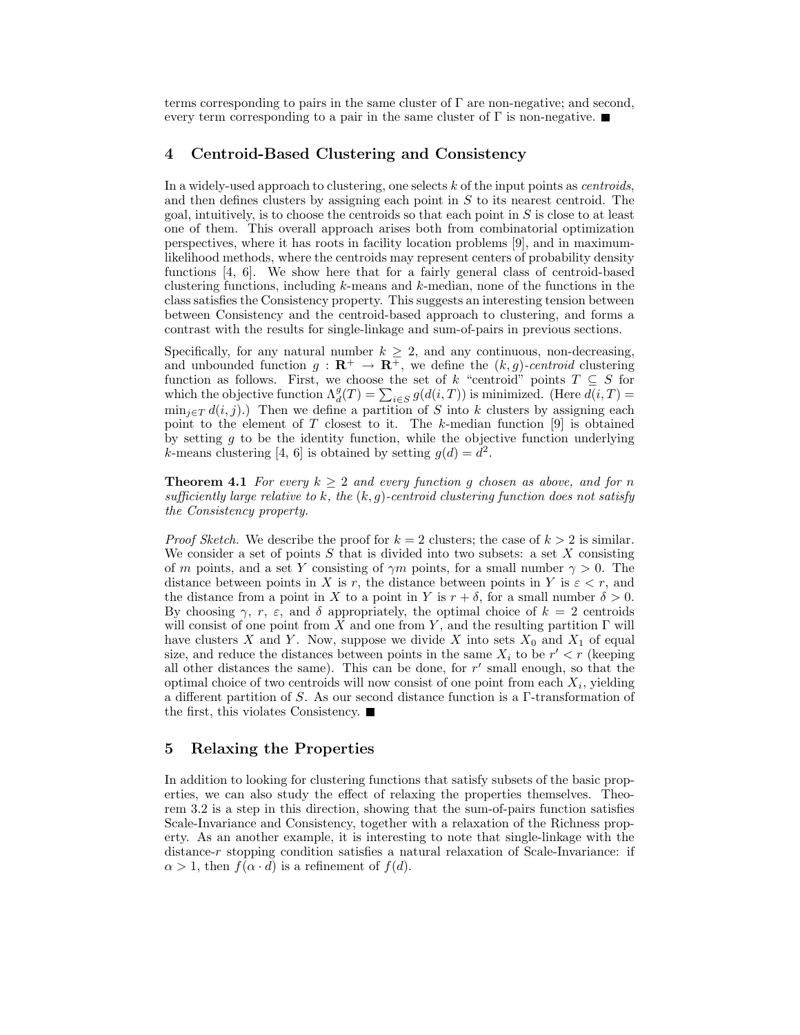terms corresponding to pairs in the same cluster of $\Gamma$ are non-negative; and second, every term corresponding to a pair in the same cluster of $\Gamma$ is non-negative. ■

## 4 Centroid-Based Clustering and Consistency

In a widely-used approach to clustering, one selects $k$ of the input points as *centroids*, and then defines clusters by assigning each point in $S$ to its nearest centroid. The goal, intuitively, is to choose the centroids so that each point in $S$ is close to at least one of them. This overall approach arises both from combinatorial optimization perspectives, where it has roots in facility location problems [9], and in maximum-likelihood methods, where the centroids may represent centers of probability density functions [4, 6]. We show here that for a fairly general class of centroid-based clustering functions, including $k$-means and $k$-median, none of the functions in the class satisfies the Consistency property. This suggests an interesting tension between between Consistency and the centroid-based approach to clustering, and forms a contrast with the results for single-linkage and sum-of-pairs in previous sections.

Specifically, for any natural number $k \geq 2$, and any continuous, non-decreasing, and unbounded function $g : \mathbf{R}^+ \rightarrow \mathbf{R}^+$, we define the $(k, g)$-*centroid* clustering function as follows. First, we choose the set of $k$ "centroid" points $T \subseteq S$ for which the objective function $\Lambda_d^g(T) = \sum_{i \in S} g(d(i, T))$ is minimized. (Here $d(i, T) = \min_{j \in T} d(i, j)$.) Then we define a partition of $S$ into $k$ clusters by assigning each point to the element of $T$ closest to it. The $k$-median function [9] is obtained by setting $g$ to be the identity function, while the objective function underlying $k$-means clustering [4, 6] is obtained by setting $g(d) = d^2$.

**Theorem 4.1** *For every $k \geq 2$ and every function $g$ chosen as above, and for $n$ sufficiently large relative to $k$, the $(k, g)$-centroid clustering function does not satisfy the Consistency property.*

*Proof Sketch.* We describe the proof for $k = 2$ clusters; the case of $k > 2$ is similar. We consider a set of points $S$ that is divided into two subsets: a set $X$ consisting of $m$ points, and a set $Y$ consisting of $\gamma m$ points, for a small number $\gamma > 0$. The distance between points in $X$ is $r$, the distance between points in $Y$ is $\varepsilon < r$, and the distance from a point in $X$ to a point in $Y$ is $r + \delta$, for a small number $\delta > 0$. By choosing $\gamma$, $r$, $\varepsilon$, and $\delta$ appropriately, the optimal choice of $k = 2$ centroids will consist of one point from $X$ and one from $Y$, and the resulting partition $\Gamma$ will have clusters $X$ and $Y$. Now, suppose we divide $X$ into sets $X_0$ and $X_1$ of equal size, and reduce the distances between points in the same $X_i$ to be $r' < r$ (keeping all other distances the same). This can be done, for $r'$ small enough, so that the optimal choice of two centroids will now consist of one point from each $X_i$, yielding a different partition of $S$. As our second distance function is a $\Gamma$-transformation of the first, this violates Consistency. ■

## 5 Relaxing the Properties

In addition to looking for clustering functions that satisfy subsets of the basic properties, we can also study the effect of relaxing the properties themselves. Theorem 3.2 is a step in this direction, showing that the sum-of-pairs function satisfies Scale-Invariance and Consistency, together with a relaxation of the Richness property. As an another example, it is interesting to note that single-linkage with the distance-$r$ stopping condition satisfies a natural relaxation of Scale-Invariance: if $\alpha > 1$, then $f(\alpha \cdot d)$ is a refinement of $f(d)$.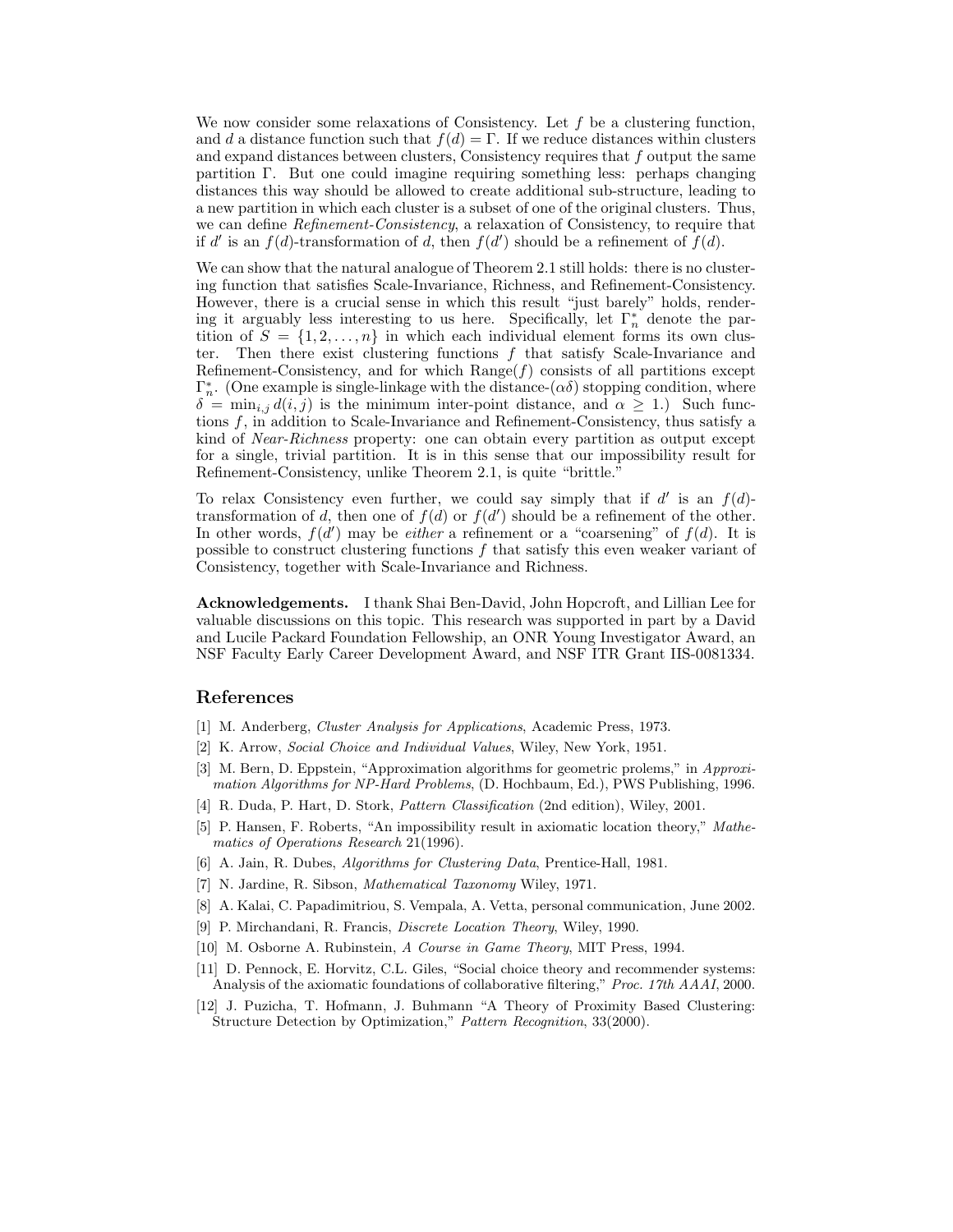We now consider some relaxations of Consistency. Let $f$ be a clustering function, and $d$ a distance function such that $f(d) = \Gamma$. If we reduce distances within clusters and expand distances between clusters, Consistency requires that $f$ output the same partition $\Gamma$. But one could imagine requiring something less: perhaps changing distances this way should be allowed to create additional sub-structure, leading to a new partition in which each cluster is a subset of one of the original clusters. Thus, we can define *Refinement-Consistency*, a relaxation of Consistency, to require that if $d'$ is an $f(d)$-transformation of $d$, then $f(d')$ should be a refinement of $f(d)$.

We can show that the natural analogue of Theorem 2.1 still holds: there is no clustering function that satisfies Scale-Invariance, Richness, and Refinement-Consistency. However, there is a crucial sense in which this result "just barely" holds, rendering it arguably less interesting to us here. Specifically, let $\Gamma_n^*$ denote the partition of $S = \{1, 2, \ldots, n\}$ in which each individual element forms its own cluster. Then there exist clustering functions $f$ that satisfy Scale-Invariance and Refinement-Consistency, and for which Range($f$) consists of all partitions except $\Gamma_n^*$. (One example is single-linkage with the distance-($\alpha\delta$) stopping condition, where $\delta = \min_{i,j} d(i,j)$ is the minimum inter-point distance, and $\alpha \geq 1$.) Such functions $f$, in addition to Scale-Invariance and Refinement-Consistency, thus satisfy a kind of *Near-Richness* property: one can obtain every partition as output except for a single, trivial partition. It is in this sense that our impossibility result for Refinement-Consistency, unlike Theorem 2.1, is quite "brittle."

To relax Consistency even further, we could say simply that if $d'$ is an $f(d)$-transformation of $d$, then one of $f(d)$ or $f(d')$ should be a refinement of the other. In other words, $f(d')$ may be *either* a refinement or a "coarsening" of $f(d)$. It is possible to construct clustering functions $f$ that satisfy this even weaker variant of Consistency, together with Scale-Invariance and Richness.

**Acknowledgements.** I thank Shai Ben-David, John Hopcroft, and Lillian Lee for valuable discussions on this topic. This research was supported in part by a David and Lucile Packard Foundation Fellowship, an ONR Young Investigator Award, an NSF Faculty Early Career Development Award, and NSF ITR Grant IIS-0081334.

## References

[1] M. Anderberg, *Cluster Analysis for Applications*, Academic Press, 1973.

[2] K. Arrow, *Social Choice and Individual Values*, Wiley, New York, 1951.

[3] M. Bern, D. Eppstein, "Approximation algorithms for geometric prolems," in *Approximation Algorithms for NP-Hard Problems*, (D. Hochbaum, Ed.), PWS Publishing, 1996.

[4] R. Duda, P. Hart, D. Stork, *Pattern Classification* (2nd edition), Wiley, 2001.

[5] P. Hansen, F. Roberts, "An impossibility result in axiomatic location theory," *Mathematics of Operations Research* 21(1996).

[6] A. Jain, R. Dubes, *Algorithms for Clustering Data*, Prentice-Hall, 1981.

[7] N. Jardine, R. Sibson, *Mathematical Taxonomy* Wiley, 1971.

[8] A. Kalai, C. Papadimitriou, S. Vempala, A. Vetta, personal communication, June 2002.

[9] P. Mirchandani, R. Francis, *Discrete Location Theory*, Wiley, 1990.

[10] M. Osborne A. Rubinstein, *A Course in Game Theory*, MIT Press, 1994.

[11] D. Pennock, E. Horvitz, C.L. Giles, "Social choice theory and recommender systems: Analysis of the axiomatic foundations of collaborative filtering," *Proc. 17th AAAI*, 2000.

[12] J. Puzicha, T. Hofmann, J. Buhmann "A Theory of Proximity Based Clustering: Structure Detection by Optimization," *Pattern Recognition*, 33(2000).